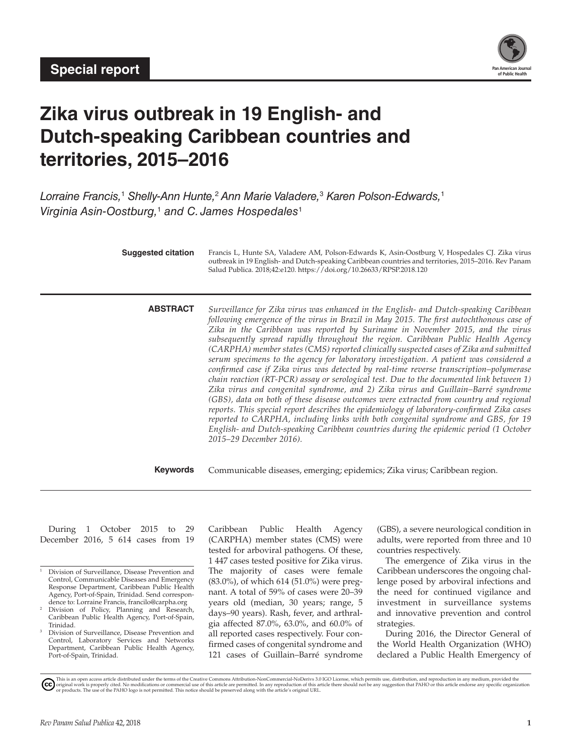Special report

# Zika virus outbreak in 19 English- and Dutch-speaking Caribbean countries and territories, 2015–2016

*Lorraine Francis,*[1] *Shelly-Ann Hunte,*[2] *Ann Marie Valadere,*[3] *Karen Polson-Edwards,*[1] *Virginia Asin-Oostburg,*[1] *and C. James Hospedales*[1]

**Suggested citation** Francis L, Hunte SA, Valadere AM, Polson-Edwards K, Asin-Oostburg V, Hospedales CJ. Zika virus outbreak in 19 English- and Dutch-speaking Caribbean countries and territories, 2015–2016. Rev Panam Salud Publica. 2018;42:e120. https://doi.org/10.26633/RPSP.2018.120

**ABSTRACT** *Surveillance for Zika virus was enhanced in the English- and Dutch-speaking Caribbean following emergence of the virus in Brazil in May 2015. The first autochthonous case of Zika in the Caribbean was reported by Suriname in November 2015, and the virus subsequently spread rapidly throughout the region. Caribbean Public Health Agency (CARPHA) member states (CMS) reported clinically suspected cases of Zika and submitted serum specimens to the agency for laboratory investigation. A patient was considered a confirmed case if Zika virus was detected by real-time reverse transcription–polymerase chain reaction (RT-PCR) assay or serological test. Due to the documented link between 1) Zika virus and congenital syndrome, and 2) Zika virus and Guillain–Barré syndrome (GBS), data on both of these disease outcomes were extracted from country and regional reports. This special report describes the epidemiology of laboratory-confirmed Zika cases reported to CARPHA, including links with both congenital syndrome and GBS, for 19 English- and Dutch-speaking Caribbean countries during the epidemic period (1 October 2015–29 December 2016).*

**Keywords** Communicable diseases, emerging; epidemics; Zika virus; Caribbean region.

During 1 October 2015 to 29 December 2016, 5 614 cases from 19 Caribbean Public Health Agency (CARPHA) member states (CMS) were tested for arboviral pathogens. Of these, 1 447 cases tested positive for Zika virus. The majority of cases were female (83.0%), of which 614 (51.0%) were pregnant. A total of 59% of cases were 20–39 years old (median, 30 years; range, 5 days–90 years). Rash, fever, and arthralgia affected 87.0%, 63.0%, and 60.0% of all reported cases respectively. Four confirmed cases of congenital syndrome and 121 cases of Guillain–Barré syndrome (GBS), a severe neurological condition in adults, were reported from three and 10 countries respectively.

The emergence of Zika virus in the Caribbean underscores the ongoing challenge posed by arboviral infections and the need for continued vigilance and investment in surveillance systems and innovative prevention and control strategies.

During 2016, the Director General of the World Health Organization (WHO) declared a Public Health Emergency of

[1] Division of Surveillance, Disease Prevention and Control, Communicable Diseases and Emergency Response Department, Caribbean Public Health Agency, Port-of-Spain, Trinidad. Send correspondence to: Lorraine Francis, francilo@carpha.org

[2] Division of Policy, Planning and Research, Caribbean Public Health Agency, Port-of-Spain, Trinidad.

[3] Division of Surveillance, Disease Prevention and Control, Laboratory Services and Networks Department, Caribbean Public Health Agency, Port-of-Spain, Trinidad.

This is an open access article distributed under the terms of the Creative Commons Attribution-NonCommercial-NoDerivs 3.0 IGO License, which permits use, distribution, and reproduction in any medium, provided the original work is properly cited. No modifications or commercial use of this article are permitted. In any reproduction of this article there should not be any suggestion that PAHO or this article endorse any specific organization or products. The use of the PAHO logo is not permitted. This notice should be preserved along with the article's original URL.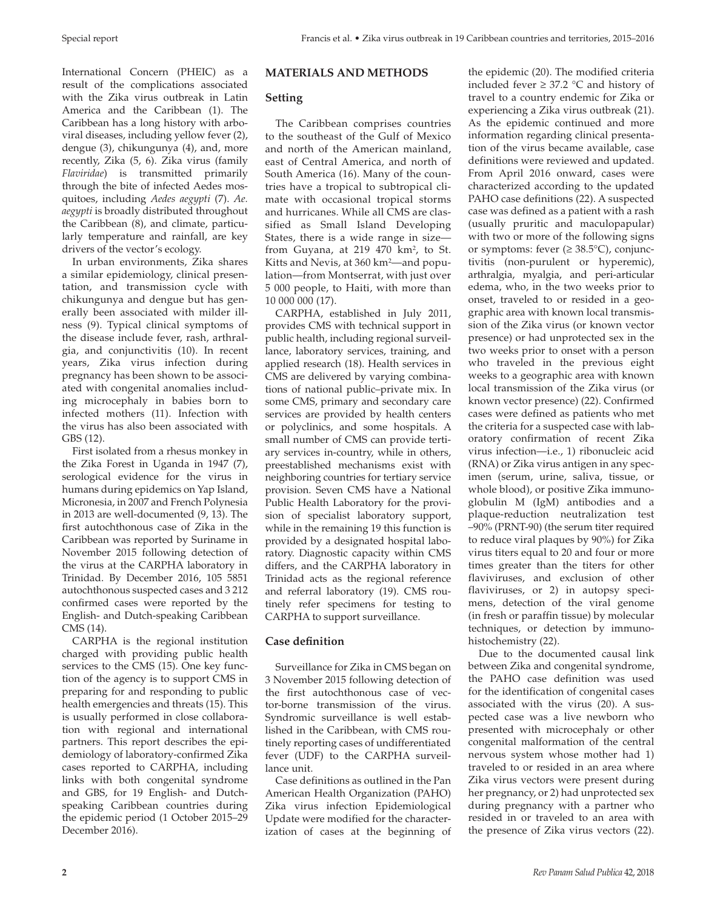International Concern (PHEIC) as a result of the complications associated with the Zika virus outbreak in Latin America and the Caribbean (1). The Caribbean has a long history with arboviral diseases, including yellow fever (2), dengue (3), chikungunya (4), and, more recently, Zika (5, 6). Zika virus (family *Flaviridae*) is transmitted primarily through the bite of infected Aedes mosquitoes, including *Aedes aegypti* (7). *Ae. aegypti* is broadly distributed throughout the Caribbean (8), and climate, particularly temperature and rainfall, are key drivers of the vector's ecology.

In urban environments, Zika shares a similar epidemiology, clinical presentation, and transmission cycle with chikungunya and dengue but has generally been associated with milder illness (9). Typical clinical symptoms of the disease include fever, rash, arthralgia, and conjunctivitis (10). In recent years, Zika virus infection during pregnancy has been shown to be associated with congenital anomalies including microcephaly in babies born to infected mothers (11). Infection with the virus has also been associated with GBS (12).

First isolated from a rhesus monkey in the Zika Forest in Uganda in 1947 (7), serological evidence for the virus in humans during epidemics on Yap Island, Micronesia, in 2007 and French Polynesia in 2013 are well-documented (9, 13). The first autochthonous case of Zika in the Caribbean was reported by Suriname in November 2015 following detection of the virus at the CARPHA laboratory in Trinidad. By December 2016, 105 5851 autochthonous suspected cases and 3 212 confirmed cases were reported by the English- and Dutch-speaking Caribbean CMS (14).

CARPHA is the regional institution charged with providing public health services to the CMS (15). One key function of the agency is to support CMS in preparing for and responding to public health emergencies and threats (15). This is usually performed in close collaboration with regional and international partners. This report describes the epidemiology of laboratory-confirmed Zika cases reported to CARPHA, including links with both congenital syndrome and GBS, for 19 English- and Dutch-speaking Caribbean countries during the epidemic period (1 October 2015–29 December 2016).

## MATERIALS AND METHODS

### Setting

The Caribbean comprises countries to the southeast of the Gulf of Mexico and north of the American mainland, east of Central America, and north of South America (16). Many of the countries have a tropical to subtropical climate with occasional tropical storms and hurricanes. While all CMS are classified as Small Island Developing States, there is a wide range in size—from Guyana, at 219 470 km$^2$, to St. Kitts and Nevis, at 360 km$^2$—and population—from Montserrat, with just over 5 000 people, to Haiti, with more than 10 000 000 (17).

CARPHA, established in July 2011, provides CMS with technical support in public health, including regional surveillance, laboratory services, training, and applied research (18). Health services in CMS are delivered by varying combinations of national public–private mix. In some CMS, primary and secondary care services are provided by health centers or polyclinics, and some hospitals. A small number of CMS can provide tertiary services in-country, while in others, preestablished mechanisms exist with neighboring countries for tertiary service provision. Seven CMS have a National Public Health Laboratory for the provision of specialist laboratory support, while in the remaining 19 this function is provided by a designated hospital laboratory. Diagnostic capacity within CMS differs, and the CARPHA laboratory in Trinidad acts as the regional reference and referral laboratory (19). CMS routinely refer specimens for testing to CARPHA to support surveillance.

### Case definition

Surveillance for Zika in CMS began on 3 November 2015 following detection of the first autochthonous case of vector-borne transmission of the virus. Syndromic surveillance is well established in the Caribbean, with CMS routinely reporting cases of undifferentiated fever (UDF) to the CARPHA surveillance unit.

Case definitions as outlined in the Pan American Health Organization (PAHO) Zika virus infection Epidemiological Update were modified for the characterization of cases at the beginning of the epidemic (20). The modified criteria included fever ≥ 37.2 °C and history of travel to a country endemic for Zika or experiencing a Zika virus outbreak (21). As the epidemic continued and more information regarding clinical presentation of the virus became available, case definitions were reviewed and updated. From April 2016 onward, cases were characterized according to the updated PAHO case definitions (22). A suspected case was defined as a patient with a rash (usually pruritic and maculopapular) with two or more of the following signs or symptoms: fever (≥ 38.5°C), conjunctivitis (non-purulent or hyperemic), arthralgia, myalgia, and peri-articular edema, who, in the two weeks prior to onset, traveled to or resided in a geographic area with known local transmission of the Zika virus (or known vector presence) or had unprotected sex in the two weeks prior to onset with a person who traveled in the previous eight weeks to a geographic area with known local transmission of the Zika virus (or known vector presence) (22). Confirmed cases were defined as patients who met the criteria for a suspected case with laboratory confirmation of recent Zika virus infection—i.e., 1) ribonucleic acid (RNA) or Zika virus antigen in any specimen (serum, urine, saliva, tissue, or whole blood), or positive Zika immunoglobulin M (IgM) antibodies and a plaque-reduction neutralization test –90% (PRNT-90) (the serum titer required to reduce viral plaques by 90%) for Zika virus titers equal to 20 and four or more times greater than the titers for other flaviviruses, and exclusion of other flaviviruses, or 2) in autopsy specimens, detection of the viral genome (in fresh or paraffin tissue) by molecular techniques, or detection by immunohistochemistry (22).

Due to the documented causal link between Zika and congenital syndrome, the PAHO case definition was used for the identification of congenital cases associated with the virus (20). A suspected case was a live newborn who presented with microcephaly or other congenital malformation of the central nervous system whose mother had 1) traveled to or resided in an area where Zika virus vectors were present during her pregnancy, or 2) had unprotected sex during pregnancy with a partner who resided in or traveled to an area with the presence of Zika virus vectors (22).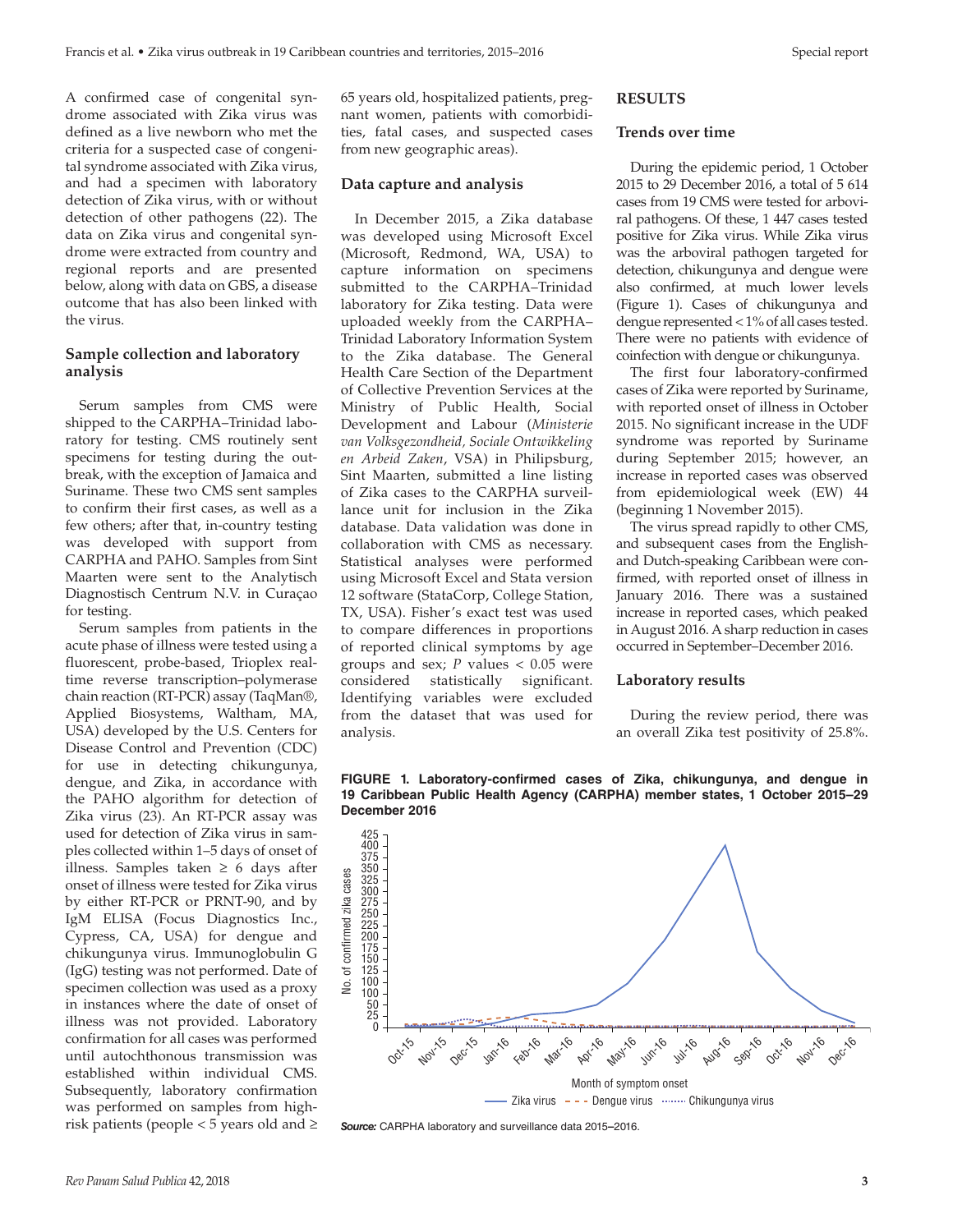A confirmed case of congenital syndrome associated with Zika virus was defined as a live newborn who met the criteria for a suspected case of congenital syndrome associated with Zika virus, and had a specimen with laboratory detection of Zika virus, with or without detection of other pathogens (22). The data on Zika virus and congenital syndrome were extracted from country and regional reports and are presented below, along with data on GBS, a disease outcome that has also been linked with the virus.

### Sample collection and laboratory analysis

Serum samples from CMS were shipped to the CARPHA–Trinidad laboratory for testing. CMS routinely sent specimens for testing during the outbreak, with the exception of Jamaica and Suriname. These two CMS sent samples to confirm their first cases, as well as a few others; after that, in-country testing was developed with support from CARPHA and PAHO. Samples from Sint Maarten were sent to the Analytisch Diagnostisch Centrum N.V. in Curaçao for testing.

Serum samples from patients in the acute phase of illness were tested using a fluorescent, probe-based, Trioplex real-time reverse transcription–polymerase chain reaction (RT-PCR) assay (TaqMan®, Applied Biosystems, Waltham, MA, USA) developed by the U.S. Centers for Disease Control and Prevention (CDC) for use in detecting chikungunya, dengue, and Zika, in accordance with the PAHO algorithm for detection of Zika virus (23). An RT-PCR assay was used for detection of Zika virus in samples collected within 1–5 days of onset of illness. Samples taken ≥ 6 days after onset of illness were tested for Zika virus by either RT-PCR or PRNT-90, and by IgM ELISA (Focus Diagnostics Inc., Cypress, CA, USA) for dengue and chikungunya virus. Immunoglobulin G (IgG) testing was not performed. Date of specimen collection was used as a proxy in instances where the date of onset of illness was not provided. Laboratory confirmation for all cases was performed until autochthonous transmission was established within individual CMS. Subsequently, laboratory confirmation was performed on samples from high-risk patients (people < 5 years old and ≥ 65 years old, hospitalized patients, pregnant women, patients with comorbidities, fatal cases, and suspected cases from new geographic areas).

### Data capture and analysis

In December 2015, a Zika database was developed using Microsoft Excel (Microsoft, Redmond, WA, USA) to capture information on specimens submitted to the CARPHA–Trinidad laboratory for Zika testing. Data were uploaded weekly from the CARPHA–Trinidad Laboratory Information System to the Zika database. The General Health Care Section of the Department of Collective Prevention Services at the Ministry of Public Health, Social Development and Labour (*Ministerie van Volksgezondheid, Sociale Ontwikkeling en Arbeid Zaken*, VSA) in Philipsburg, Sint Maarten, submitted a line listing of Zika cases to the CARPHA surveillance unit for inclusion in the Zika database. Data validation was done in collaboration with CMS as necessary. Statistical analyses were performed using Microsoft Excel and Stata version 12 software (StataCorp, College Station, TX, USA). Fisher's exact test was used to compare differences in proportions of reported clinical symptoms by age groups and sex; $P$ values $< 0.05$ were considered statistically significant. Identifying variables were excluded from the dataset that was used for analysis.

## RESULTS

### Trends over time

During the epidemic period, 1 October 2015 to 29 December 2016, a total of 5 614 cases from 19 CMS were tested for arboviral pathogens. Of these, 1 447 cases tested positive for Zika virus. While Zika virus was the arboviral pathogen targeted for detection, chikungunya and dengue were also confirmed, at much lower levels (Figure 1). Cases of chikungunya and dengue represented < 1% of all cases tested. There were no patients with evidence of coinfection with dengue or chikungunya.

The first four laboratory-confirmed cases of Zika were reported by Suriname, with reported onset of illness in October 2015. No significant increase in the UDF syndrome was reported by Suriname during September 2015; however, an increase in reported cases was observed from epidemiological week (EW) 44 (beginning 1 November 2015).

The virus spread rapidly to other CMS, and subsequent cases from the English- and Dutch-speaking Caribbean were confirmed, with reported onset of illness in January 2016. There was a sustained increase in reported cases, which peaked in August 2016. A sharp reduction in cases occurred in September–December 2016.

### Laboratory results

During the review period, there was an overall Zika test positivity of 25.8%.

**FIGURE 1. Laboratory-confirmed cases of Zika, chikungunya, and dengue in 19 Caribbean Public Health Agency (CARPHA) member states, 1 October 2015–29 December 2016**

***Source:*** CARPHA laboratory and surveillance data 2015–2016.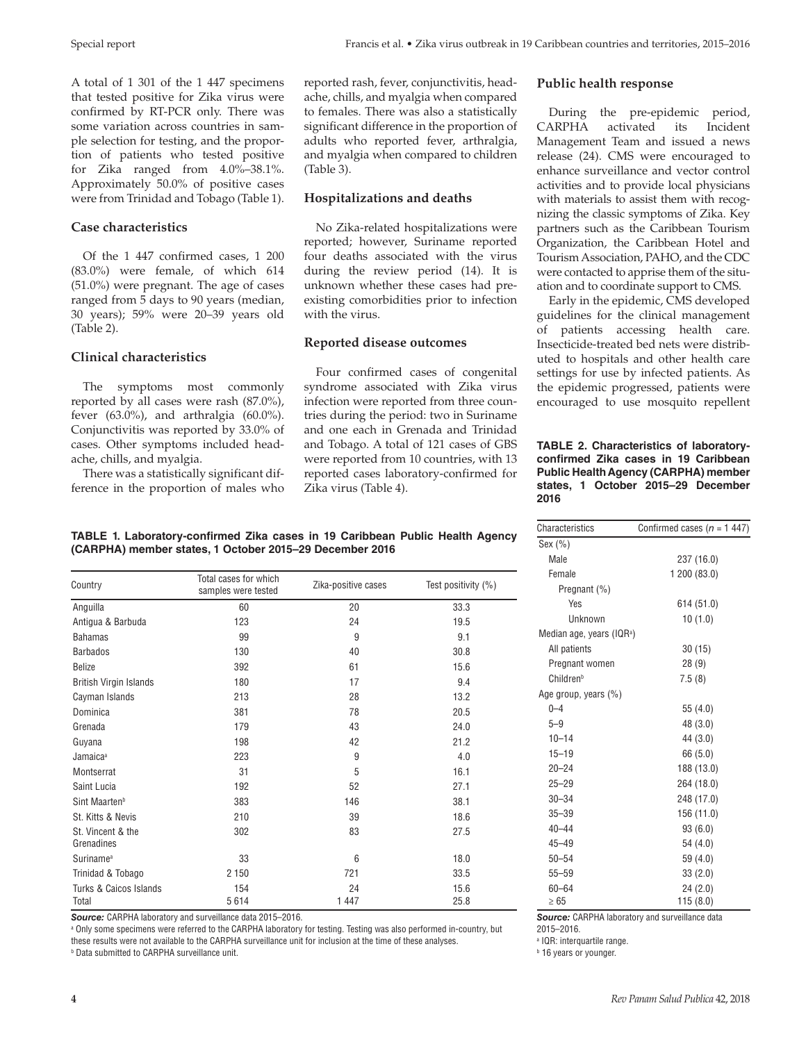A total of 1 301 of the 1 447 specimens that tested positive for Zika virus were confirmed by RT-PCR only. There was some variation across countries in sample selection for testing, and the proportion of patients who tested positive for Zika ranged from 4.0%–38.1%. Approximately 50.0% of positive cases were from Trinidad and Tobago (Table 1).

### Case characteristics

Of the 1 447 confirmed cases, 1 200 (83.0%) were female, of which 614 (51.0%) were pregnant. The age of cases ranged from 5 days to 90 years (median, 30 years); 59% were 20–39 years old (Table 2).

### Clinical characteristics

The symptoms most commonly reported by all cases were rash (87.0%), fever (63.0%), and arthralgia (60.0%). Conjunctivitis was reported by 33.0% of cases. Other symptoms included headache, chills, and myalgia.

There was a statistically significant difference in the proportion of males who reported rash, fever, conjunctivitis, headache, chills, and myalgia when compared to females. There was also a statistically significant difference in the proportion of adults who reported fever, arthralgia, and myalgia when compared to children (Table 3).

### Hospitalizations and deaths

No Zika-related hospitalizations were reported; however, Suriname reported four deaths associated with the virus during the review period (14). It is unknown whether these cases had preexisting comorbidities prior to infection with the virus.

### Reported disease outcomes

Four confirmed cases of congenital syndrome associated with Zika virus infection were reported from three countries during the period: two in Suriname and one each in Grenada and Trinidad and Tobago. A total of 121 cases of GBS were reported from 10 countries, with 13 reported cases laboratory-confirmed for Zika virus (Table 4).

### Public health response

During the pre-epidemic period, CARPHA activated its Incident Management Team and issued a news release (24). CMS were encouraged to enhance surveillance and vector control activities and to provide local physicians with materials to assist them with recognizing the classic symptoms of Zika. Key partners such as the Caribbean Tourism Organization, the Caribbean Hotel and Tourism Association, PAHO, and the CDC were contacted to apprise them of the situation and to coordinate support to CMS.

Early in the epidemic, CMS developed guidelines for the clinical management of patients accessing health care. Insecticide-treated bed nets were distributed to hospitals and other health care settings for use by infected patients. As the epidemic progressed, patients were encouraged to use mosquito repellent

**TABLE 1. Laboratory-confirmed Zika cases in 19 Caribbean Public Health Agency (CARPHA) member states, 1 October 2015–29 December 2016**

| Country | Total cases for which samples were tested | Zika-positive cases | Test positivity (%) |
|---|---|---|---|
| Anguilla | 60 | 20 | 33.3 |
| Antigua & Barbuda | 123 | 24 | 19.5 |
| Bahamas | 99 | 9 | 9.1 |
| Barbados | 130 | 40 | 30.8 |
| Belize | 392 | 61 | 15.6 |
| British Virgin Islands | 180 | 17 | 9.4 |
| Cayman Islands | 213 | 28 | 13.2 |
| Dominica | 381 | 78 | 20.5 |
| Grenada | 179 | 43 | 24.0 |
| Guyana | 198 | 42 | 21.2 |
| Jamaica[a] | 223 | 9 | 4.0 |
| Montserrat | 31 | 5 | 16.1 |
| Saint Lucia | 192 | 52 | 27.1 |
| Sint Maarten[b] | 383 | 146 | 38.1 |
| St. Kitts & Nevis | 210 | 39 | 18.6 |
| St. Vincent & the Grenadines | 302 | 83 | 27.5 |
| Suriname[a] | 33 | 6 | 18.0 |
| Trinidad & Tobago | 2 150 | 721 | 33.5 |
| Turks & Caicos Islands | 154 | 24 | 15.6 |
| Total | 5 614 | 1 447 | 25.8 |

***Source:*** CARPHA laboratory and surveillance data 2015–2016.

[a] Only some specimens were referred to the CARPHA laboratory for testing. Testing was also performed in-country, but these results were not available to the CARPHA surveillance unit for inclusion at the time of these analyses.

[b] Data submitted to CARPHA surveillance unit.

**TABLE 2. Characteristics of laboratory-confirmed Zika cases in 19 Caribbean Public Health Agency (CARPHA) member states, 1 October 2015–29 December 2016**

| Characteristics | Confirmed cases ($n$ = 1 447) |
|---|---|
| Sex (%) | |
| Male | 237 (16.0) |
| Female | 1 200 (83.0) |
| Pregnant (%) | |
| Yes | 614 (51.0) |
| Unknown | 10 (1.0) |
| Median age, years (IQR[a]) | |
| All patients | 30 (15) |
| Pregnant women | 28 (9) |
| Children[b] | 7.5 (8) |
| Age group, years (%) | |
| 0–4 | 55 (4.0) |
| 5–9 | 48 (3.0) |
| 10–14 | 44 (3.0) |
| 15–19 | 66 (5.0) |
| 20–24 | 188 (13.0) |
| 25–29 | 264 (18.0) |
| 30–34 | 248 (17.0) |
| 35–39 | 156 (11.0) |
| 40–44 | 93 (6.0) |
| 45–49 | 54 (4.0) |
| 50–54 | 59 (4.0) |
| 55–59 | 33 (2.0) |
| 60–64 | 24 (2.0) |
| ≥ 65 | 115 (8.0) |

***Source:*** CARPHA laboratory and surveillance data 2015–2016.

[a] IQR: interquartile range.

[b] 16 years or younger.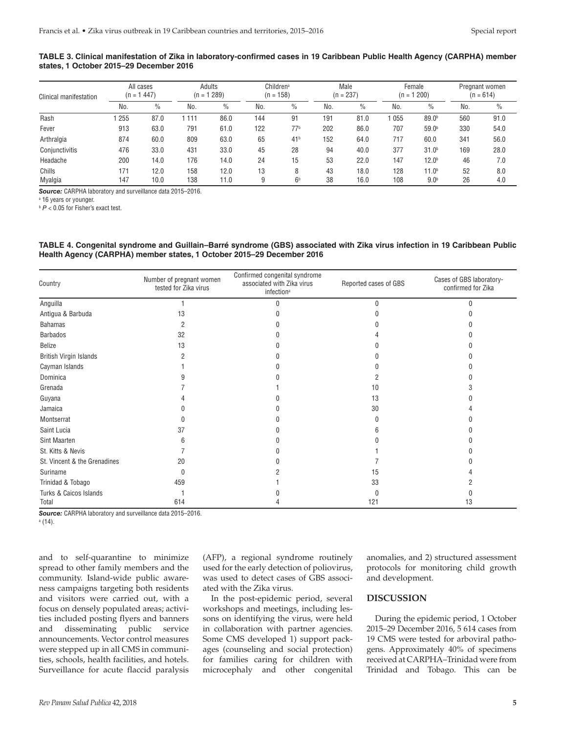**TABLE 3. Clinical manifestation of Zika in laboratory-confirmed cases in 19 Caribbean Public Health Agency (CARPHA) member states, 1 October 2015–29 December 2016**

| Clinical manifestation | All cases (n = 1 447) | | Adults (n = 1 289) | | Children[a] (n = 158) | | Male (n = 237) | | Female (n = 1 200) | | Pregnant women (n = 614) | |
|---|---|---|---|---|---|---|---|---|---|---|---|---|
| | No. | % | No. | % | No. | % | No. | % | No. | % | No. | % |
| Rash | 1 255 | 87.0 | 1 111 | 86.0 | 144 | 91 | 191 | 81.0 | 1 055 | 89.0[b] | 560 | 91.0 |
| Fever | 913 | 63.0 | 791 | 61.0 | 122 | 77[b] | 202 | 86.0 | 707 | 59.0[b] | 330 | 54.0 |
| Arthralgia | 874 | 60.0 | 809 | 63.0 | 65 | 41[b] | 152 | 64.0 | 717 | 60.0 | 341 | 56.0 |
| Conjunctivitis | 476 | 33.0 | 431 | 33.0 | 45 | 28 | 94 | 40.0 | 377 | 31.0[b] | 169 | 28.0 |
| Headache | 200 | 14.0 | 176 | 14.0 | 24 | 15 | 53 | 22.0 | 147 | 12.0[b] | 46 | 7.0 |
| Chills | 171 | 12.0 | 158 | 12.0 | 13 | 8 | 43 | 18.0 | 128 | 11.0[b] | 52 | 8.0 |
| Myalgia | 147 | 10.0 | 138 | 11.0 | 9 | 6[b] | 38 | 16.0 | 108 | 9.0[b] | 26 | 4.0 |

***Source:*** CARPHA laboratory and surveillance data 2015–2016.
[a] 16 years or younger.
[b] $P < 0.05$ for Fisher's exact test.

**TABLE 4. Congenital syndrome and Guillain–Barré syndrome (GBS) associated with Zika virus infection in 19 Caribbean Public Health Agency (CARPHA) member states, 1 October 2015–29 December 2016**

| Country | Number of pregnant women tested for Zika virus | Confirmed congenital syndrome associated with Zika virus infection[a] | Reported cases of GBS | Cases of GBS laboratory-confirmed for Zika |
|---|---|---|---|---|
| Anguilla | 1 | 0 | 0 | 0 |
| Antigua & Barbuda | 13 | 0 | 0 | 0 |
| Bahamas | 2 | 0 | 0 | 0 |
| Barbados | 32 | 0 | 4 | 0 |
| Belize | 13 | 0 | 0 | 0 |
| British Virgin Islands | 2 | 0 | 0 | 0 |
| Cayman Islands | 1 | 0 | 0 | 0 |
| Dominica | 9 | 0 | 2 | 0 |
| Grenada | 7 | 1 | 10 | 3 |
| Guyana | 4 | 0 | 13 | 0 |
| Jamaica | 0 | 0 | 30 | 4 |
| Montserrat | 0 | 0 | 0 | 0 |
| Saint Lucia | 37 | 0 | 6 | 0 |
| Sint Maarten | 6 | 0 | 0 | 0 |
| St. Kitts & Nevis | 7 | 0 | 1 | 0 |
| St. Vincent & the Grenadines | 20 | 0 | 7 | 0 |
| Suriname | 0 | 2 | 15 | 4 |
| Trinidad & Tobago | 459 | 1 | 33 | 2 |
| Turks & Caicos Islands | 1 | 0 | 0 | 0 |
| Total | 614 | 4 | 121 | 13 |

***Source:*** CARPHA laboratory and surveillance data 2015–2016.
[a] (14).

and to self-quarantine to minimize spread to other family members and the community. Island-wide public awareness campaigns targeting both residents and visitors were carried out, with a focus on densely populated areas; activities included posting flyers and banners and disseminating public service announcements. Vector control measures were stepped up in all CMS in communities, schools, health facilities, and hotels. Surveillance for acute flaccid paralysis (AFP), a regional syndrome routinely used for the early detection of poliovirus, was used to detect cases of GBS associated with the Zika virus.

In the post-epidemic period, several workshops and meetings, including lessons on identifying the virus, were held in collaboration with partner agencies. Some CMS developed 1) support packages (counseling and social protection) for families caring for children with microcephaly and other congenital anomalies, and 2) structured assessment protocols for monitoring child growth and development.

## DISCUSSION

During the epidemic period, 1 October 2015–29 December 2016, 5 614 cases from 19 CMS were tested for arboviral pathogens. Approximately 40% of specimens received at CARPHA–Trinidad were from Trinidad and Tobago. This can be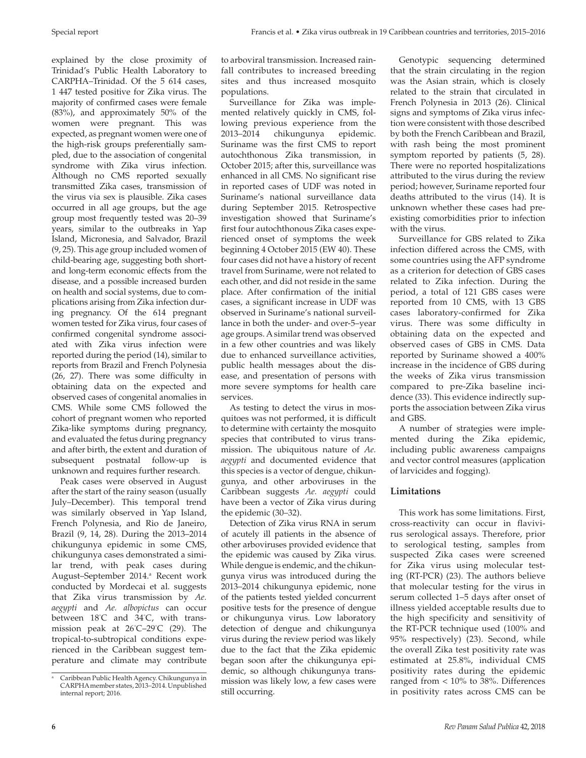explained by the close proximity of Trinidad's Public Health Laboratory to CARPHA–Trinidad. Of the 5 614 cases, 1 447 tested positive for Zika virus. The majority of confirmed cases were female (83%), and approximately 50% of the women were pregnant. This was expected, as pregnant women were one of the high-risk groups preferentially sampled, due to the association of congenital syndrome with Zika virus infection. Although no CMS reported sexually transmitted Zika cases, transmission of the virus via sex is plausible. Zika cases occurred in all age groups, but the age group most frequently tested was 20–39 years, similar to the outbreaks in Yap Island, Micronesia, and Salvador, Brazil (9, 25). This age group included women of child-bearing age, suggesting both short- and long-term economic effects from the disease, and a possible increased burden on health and social systems, due to complications arising from Zika infection during pregnancy. Of the 614 pregnant women tested for Zika virus, four cases of confirmed congenital syndrome associated with Zika virus infection were reported during the period (14), similar to reports from Brazil and French Polynesia (26, 27). There was some difficulty in obtaining data on the expected and observed cases of congenital anomalies in CMS. While some CMS followed the cohort of pregnant women who reported Zika-like symptoms during pregnancy, and evaluated the fetus during pregnancy and after birth, the extent and duration of subsequent postnatal follow-up is unknown and requires further research.

Peak cases were observed in August after the start of the rainy season (usually July–December). This temporal trend was similarly observed in Yap Island, French Polynesia, and Rio de Janeiro, Brazil (9, 14, 28). During the 2013–2014 chikungunya epidemic in some CMS, chikungunya cases demonstrated a similar trend, with peak cases during August–September 2014.[a] Recent work conducted by Mordecai et al. suggests that Zika virus transmission by *Ae. aegypti* and *Ae. albopictus* can occur between 18°C and 34°C, with transmission peak at 26°C–29°C (29). The tropical-to-subtropical conditions experienced in the Caribbean suggest temperature and climate may contribute to arboviral transmission. Increased rainfall contributes to increased breeding sites and thus increased mosquito populations.

Surveillance for Zika was implemented relatively quickly in CMS, following previous experience from the 2013–2014 chikungunya epidemic. Suriname was the first CMS to report autochthonous Zika transmission, in October 2015; after this, surveillance was enhanced in all CMS. No significant rise in reported cases of UDF was noted in Suriname's national surveillance data during September 2015. Retrospective investigation showed that Suriname's first four autochthonous Zika cases experienced onset of symptoms the week beginning 4 October 2015 (EW 40). These four cases did not have a history of recent travel from Suriname, were not related to each other, and did not reside in the same place. After confirmation of the initial cases, a significant increase in UDF was observed in Suriname's national surveillance in both the under- and over-5–year age groups. A similar trend was observed in a few other countries and was likely due to enhanced surveillance activities, public health messages about the disease, and presentation of persons with more severe symptoms for health care services.

As testing to detect the virus in mosquitoes was not performed, it is difficult to determine with certainty the mosquito species that contributed to virus transmission. The ubiquitous nature of *Ae. aegypti* and documented evidence that this species is a vector of dengue, chikungunya, and other arboviruses in the Caribbean suggests *Ae. aegypti* could have been a vector of Zika virus during the epidemic (30–32).

Detection of Zika virus RNA in serum of acutely ill patients in the absence of other arboviruses provided evidence that the epidemic was caused by Zika virus. While dengue is endemic, and the chikungunya virus was introduced during the 2013–2014 chikungunya epidemic, none of the patients tested yielded concurrent positive tests for the presence of dengue or chikungunya virus. Low laboratory detection of dengue and chikungunya virus during the review period was likely due to the fact that the Zika epidemic began soon after the chikungunya epidemic, so although chikungunya transmission was likely low, a few cases were still occurring.

Genotypic sequencing determined that the strain circulating in the region was the Asian strain, which is closely related to the strain that circulated in French Polynesia in 2013 (26). Clinical signs and symptoms of Zika virus infection were consistent with those described by both the French Caribbean and Brazil, with rash being the most prominent symptom reported by patients (5, 28). There were no reported hospitalizations attributed to the virus during the review period; however, Suriname reported four deaths attributed to the virus (14). It is unknown whether these cases had preexisting comorbidities prior to infection with the virus.

Surveillance for GBS related to Zika infection differed across the CMS, with some countries using the AFP syndrome as a criterion for detection of GBS cases related to Zika infection. During the period, a total of 121 GBS cases were reported from 10 CMS, with 13 GBS cases laboratory-confirmed for Zika virus. There was some difficulty in obtaining data on the expected and observed cases of GBS in CMS. Data reported by Suriname showed a 400% increase in the incidence of GBS during the weeks of Zika virus transmission compared to pre-Zika baseline incidence (33). This evidence indirectly supports the association between Zika virus and GBS.

A number of strategies were implemented during the Zika epidemic, including public awareness campaigns and vector control measures (application of larvicides and fogging).

## Limitations

This work has some limitations. First, cross-reactivity can occur in flavivirus serological assays. Therefore, prior to serological testing, samples from suspected Zika cases were screened for Zika virus using molecular testing (RT-PCR) (23). The authors believe that molecular testing for the virus in serum collected 1–5 days after onset of illness yielded acceptable results due to the high specificity and sensitivity of the RT-PCR technique used (100% and 95% respectively) (23). Second, while the overall Zika test positivity rate was estimated at 25.8%, individual CMS positivity rates during the epidemic ranged from < 10% to 38%. Differences in positivity rates across CMS can be

[a] Caribbean Public Health Agency. Chikungunya in CARPHA member states, 2013–2014. Unpublished internal report; 2016.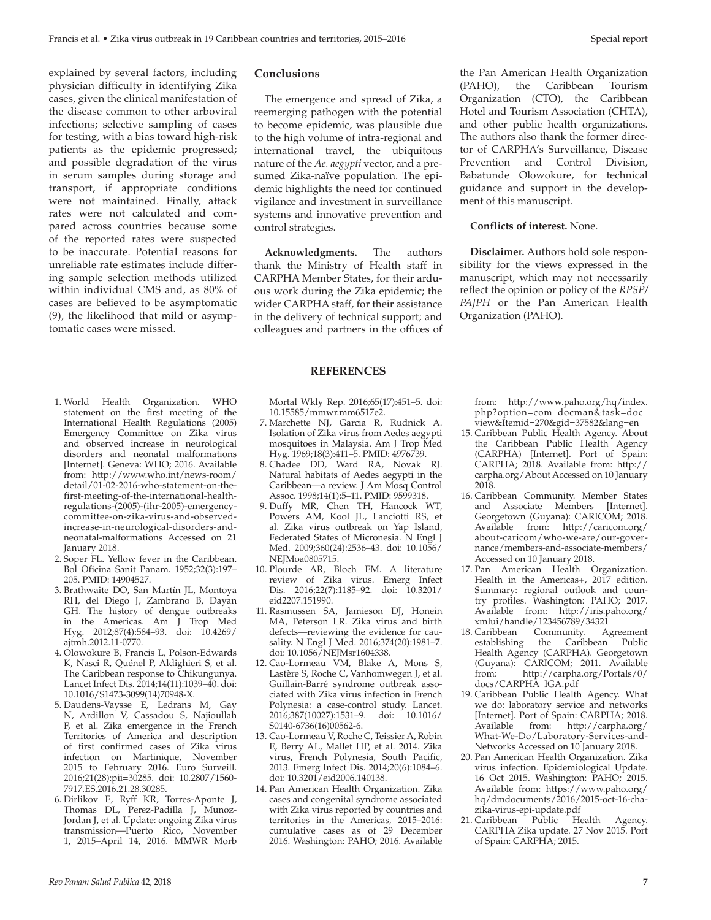explained by several factors, including physician difficulty in identifying Zika cases, given the clinical manifestation of the disease common to other arboviral infections; selective sampling of cases for testing, with a bias toward high-risk patients as the epidemic progressed; and possible degradation of the virus in serum samples during storage and transport, if appropriate conditions were not maintained. Finally, attack rates were not calculated and compared across countries because some of the reported rates were suspected to be inaccurate. Potential reasons for unreliable rate estimates include differing sample selection methods utilized within individual CMS and, as 80% of cases are believed to be asymptomatic (9), the likelihood that mild or asymptomatic cases were missed.

## Conclusions

The emergence and spread of Zika, a reemerging pathogen with the potential to become epidemic, was plausible due to the high volume of intra-regional and international travel, the ubiquitous nature of the *Ae. aegypti* vector, and a presumed Zika-naïve population. The epidemic highlights the need for continued vigilance and investment in surveillance systems and innovative prevention and control strategies.

**Acknowledgments.** The authors thank the Ministry of Health staff in CARPHA Member States, for their arduous work during the Zika epidemic; the wider CARPHA staff, for their assistance in the delivery of technical support; and colleagues and partners in the offices of the Pan American Health Organization (PAHO), the Caribbean Tourism Organization (CTO), the Caribbean Hotel and Tourism Association (CHTA), and other public health organizations. The authors also thank the former director of CARPHA's Surveillance, Disease Prevention and Control Division, Babatunde Olowokure, for technical guidance and support in the development of this manuscript.

**Conflicts of interest.** None.

**Disclaimer.** Authors hold sole responsibility for the views expressed in the manuscript, which may not necessarily reflect the opinion or policy of the *RPSP/PAJPH* or the Pan American Health Organization (PAHO).

## REFERENCES

1. World Health Organization. WHO statement on the first meeting of the International Health Regulations (2005) Emergency Committee on Zika virus and observed increase in neurological disorders and neonatal malformations [Internet]. Geneva: WHO; 2016. Available from: http://www.who.int/news-room/detail/01-02-2016-who-statement-on-the-first-meeting-of-the-international-health-regulations-(2005)-(ihr-2005)-emergency-committee-on-zika-virus-and-observed-increase-in-neurological-disorders-and-neonatal-malformations Accessed on 21 January 2018.
2. Soper FL. Yellow fever in the Caribbean. Bol Oficina Sanit Panam. 1952;32(3):197–205. PMID: 14904527.
3. Brathwaite DO, San Martín JL, Montoya RH, del Diego J, Zambrano B, Dayan GH. The history of dengue outbreaks in the Americas. Am J Trop Med Hyg. 2012;87(4):584–93. doi: 10.4269/ajtmh.2012.11-0770.
4. Olowokure B, Francis L, Polson-Edwards K, Nasci R, Quénel P, Aldighieri S, et al. The Caribbean response to Chikungunya. Lancet Infect Dis. 2014;14(11):1039–40. doi: 10.1016/S1473-3099(14)70948-X.
5. Daudens-Vaysse E, Ledrans M, Gay N, Ardillon V, Cassadou S, Najioullah F, et al. Zika emergence in the French Territories of America and description of first confirmed cases of Zika virus infection on Martinique, November 2015 to February 2016. Euro Surveill. 2016;21(28):pii=30285. doi: 10.2807/1560-7917.ES.2016.21.28.30285.
6. Dirlikov E, Ryff KR, Torres-Aponte J, Thomas DL, Perez-Padilla J, Munoz-Jordan J, et al. Update: ongoing Zika virus transmission—Puerto Rico, November 1, 2015–April 14, 2016. MMWR Morb Mortal Wkly Rep. 2016;65(17):451–5. doi: 10.15585/mmwr.mm6517e2.
7. Marchette NJ, Garcia R, Rudnick A. Isolation of Zika virus from Aedes aegypti mosquitoes in Malaysia. Am J Trop Med Hyg. 1969;18(3):411–5. PMID: 4976739.
8. Chadee DD, Ward RA, Novak RJ. Natural habitats of Aedes aegypti in the Caribbean—a review. J Am Mosq Control Assoc. 1998;14(1):5–11. PMID: 9599318.
9. Duffy MR, Chen TH, Hancock WT, Powers AM, Kool JL, Lanciotti RS, et al. Zika virus outbreak on Yap Island, Federated States of Micronesia. N Engl J Med. 2009;360(24):2536–43. doi: 10.1056/NEJMoa0805715.
10. Plourde AR, Bloch EM. A literature review of Zika virus. Emerg Infect Dis. 2016;22(7):1185–92. doi: 10.3201/eid2207.151990.
11. Rasmussen SA, Jamieson DJ, Honein MA, Peterson LR. Zika virus and birth defects—reviewing the evidence for causality. N Engl J Med. 2016;374(20):1981–7. doi: 10.1056/NEJMsr1604338.
12. Cao-Lormeau VM, Blake A, Mons S, Lastère S, Roche C, Vanhomwegen J, et al. Guillain-Barré syndrome outbreak associated with Zika virus infection in French Polynesia: a case-control study. Lancet. 2016;387(10027):1531–9. doi: 10.1016/S0140-6736(16)00562-6.
13. Cao-Lormeau V, Roche C, Teissier A, Robin E, Berry AL, Mallet HP, et al. 2014. Zika virus, French Polynesia, South Pacific, 2013. Emerg Infect Dis. 2014;20(6):1084–6. doi: 10.3201/eid2006.140138.
14. Pan American Health Organization. Zika cases and congenital syndrome associated with Zika virus reported by countries and territories in the Americas, 2015–2016: cumulative cases as of 29 December 2016. Washington: PAHO; 2016. Available from: http://www.paho.org/hq/index.php?option=com_docman&task=doc_view&Itemid=270&gid=37582&lang=en
15. Caribbean Public Health Agency. About the Caribbean Public Health Agency (CARPHA) [Internet]. Port of Spain: CARPHA; 2018. Available from: http://carpha.org/About Accessed on 10 January 2018.
16. Caribbean Community. Member States and Associate Members [Internet]. Georgetown (Guyana): CARICOM; 2018. Available from: http://caricom.org/about-caricom/who-we-are/our-governance/members-and-associate-members/ Accessed on 10 January 2018.
17. Pan American Health Organization. Health in the Americas+, 2017 edition. Summary: regional outlook and country profiles. Washington: PAHO; 2017. Available from: http://iris.paho.org/xmlui/handle/123456789/34321
18. Caribbean Community. Agreement establishing the Caribbean Public Health Agency (CARPHA). Georgetown (Guyana): CARICOM; 2011. Available from: http://carpha.org/Portals/0/docs/CARPHA_IGA.pdf
19. Caribbean Public Health Agency. What we do: laboratory service and networks [Internet]. Port of Spain: CARPHA; 2018. Available from: http://carpha.org/What-We-Do/Laboratory-Services-and-Networks Accessed on 10 January 2018.
20. Pan American Health Organization. Zika virus infection. Epidemiological Update. 16 Oct 2015. Washington: PAHO; 2015. Available from: https://www.paho.org/hq/dmdocuments/2016/2015-oct-16-cha-zika-virus-epi-update.pdf
21. Caribbean Public Health Agency. CARPHA Zika update. 27 Nov 2015. Port of Spain: CARPHA; 2015.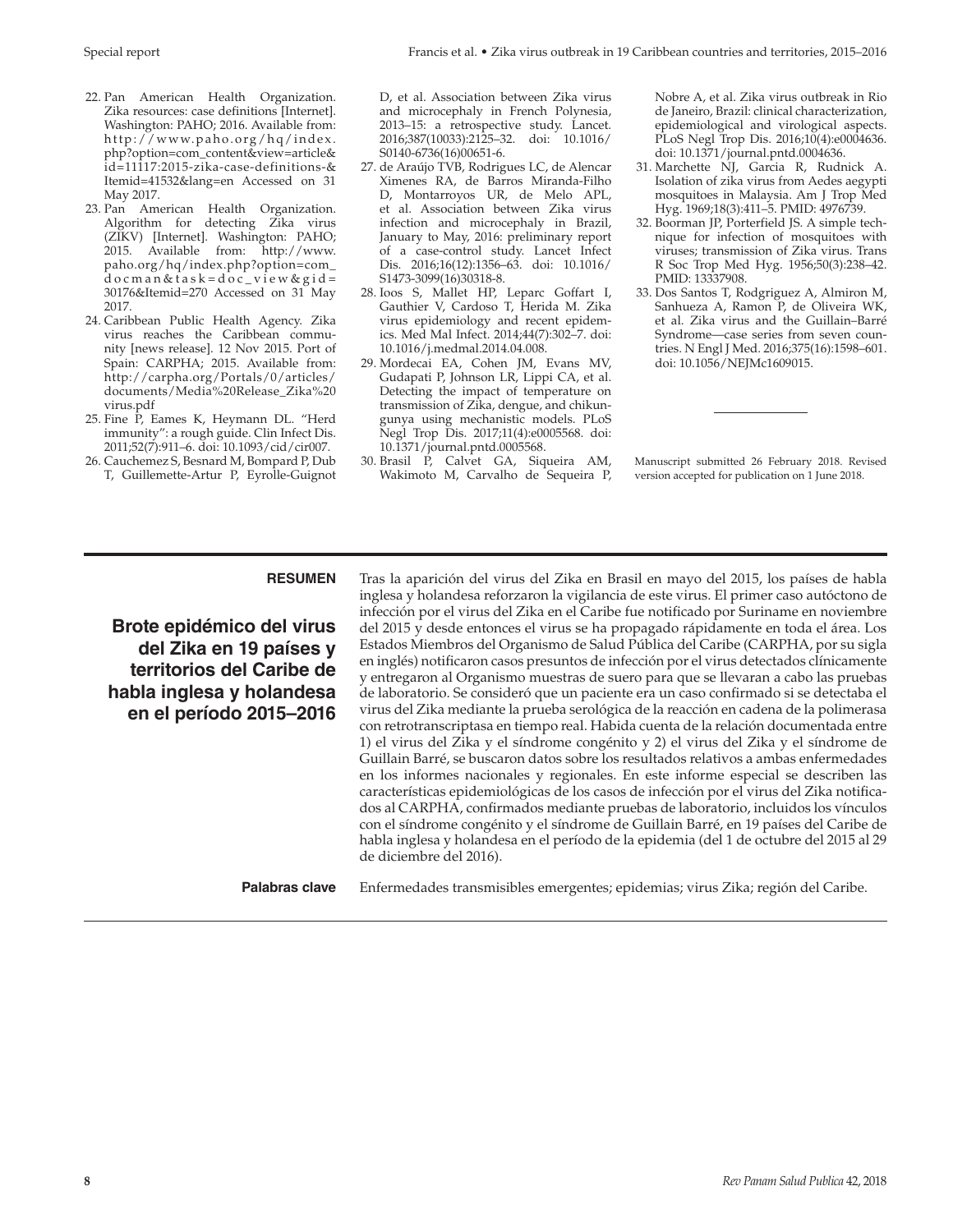22. Pan American Health Organization. Zika resources: case definitions [Internet]. Washington: PAHO; 2016. Available from: http://www.paho.org/hq/index.php?option=com_content&view=article&id=11117:2015-zika-case-definitions-&Itemid=41532&lang=en Accessed on 31 May 2017.
23. Pan American Health Organization. Algorithm for detecting Zika virus (ZIKV) [Internet]. Washington: PAHO; 2015. Available from: http://www.paho.org/hq/index.php?option=com_docman&task=doc_view&gid=30176&Itemid=270 Accessed on 31 May 2017.
24. Caribbean Public Health Agency. Zika virus reaches the Caribbean community [news release]. 12 Nov 2015. Port of Spain: CARPHA; 2015. Available from: http://carpha.org/Portals/0/articles/documents/Media%20Release_Zika%20virus.pdf
25. Fine P, Eames K, Heymann DL. "Herd immunity": a rough guide. Clin Infect Dis. 2011;52(7):911–6. doi: 10.1093/cid/cir007.
26. Cauchemez S, Besnard M, Bompard P, Dub T, Guillemette-Artur P, Eyrolle-Guignot D, et al. Association between Zika virus and microcephaly in French Polynesia, 2013–15: a retrospective study. Lancet. 2016;387(10033):2125–32. doi: 10.1016/S0140-6736(16)00651-6.
27. de Araújo TVB, Rodrigues LC, de Alencar Ximenes RA, de Barros Miranda-Filho D, Montarroyos UR, de Melo APL, et al. Association between Zika virus infection and microcephaly in Brazil, January to May, 2016: preliminary report of a case-control study. Lancet Infect Dis. 2016;16(12):1356–63. doi: 10.1016/S1473-3099(16)30318-8.
28. Ioos S, Mallet HP, Leparc Goffart I, Gauthier V, Cardoso T, Herida M. Zika virus epidemiology and recent epidemics. Med Mal Infect. 2014;44(7):302–7. doi: 10.1016/j.medmal.2014.04.008.
29. Mordecai EA, Cohen JM, Evans MV, Gudapati P, Johnson LR, Lippi CA, et al. Detecting the impact of temperature on transmission of Zika, dengue, and chikungunya using mechanistic models. PLoS Negl Trop Dis. 2017;11(4):e0005568. doi: 10.1371/journal.pntd.0005568.
30. Brasil P, Calvet GA, Siqueira AM, Wakimoto M, Carvalho de Sequeira P, Nobre A, et al. Zika virus outbreak in Rio de Janeiro, Brazil: clinical characterization, epidemiological and virological aspects. PLoS Negl Trop Dis. 2016;10(4):e0004636. doi: 10.1371/journal.pntd.0004636.
31. Marchette NJ, Garcia R, Rudnick A. Isolation of zika virus from Aedes aegypti mosquitoes in Malaysia. Am J Trop Med Hyg. 1969;18(3):411–5. PMID: 4976739.
32. Boorman JP, Porterfield JS. A simple technique for infection of mosquitoes with viruses; transmission of Zika virus. Trans R Soc Trop Med Hyg. 1956;50(3):238–42. PMID: 13337908.
33. Dos Santos T, Rodgriguez A, Almiron M, Sanhueza A, Ramon P, de Oliveira WK, et al. Zika virus and the Guillain–Barré Syndrome—case series from seven countries. N Engl J Med. 2016;375(16):1598–601. doi: 10.1056/NEJMc1609015.

---

Manuscript submitted 26 February 2018. Revised version accepted for publication on 1 June 2018.

---

**RESUMEN**

## Brote epidémico del virus del Zika en 19 países y territorios del Caribe de habla inglesa y holandesa en el período 2015–2016

Tras la aparición del virus del Zika en Brasil en mayo del 2015, los países de habla inglesa y holandesa reforzaron la vigilancia de este virus. El primer caso autóctono de infección por el virus del Zika en el Caribe fue notificado por Suriname en noviembre del 2015 y desde entonces el virus se ha propagado rápidamente en toda el área. Los Estados Miembros del Organismo de Salud Pública del Caribe (CARPHA, por su sigla en inglés) notificaron casos presuntos de infección por el virus detectados clínicamente y entregaron al Organismo muestras de suero para que se llevaran a cabo las pruebas de laboratorio. Se consideró que un paciente era un caso confirmado si se detectaba el virus del Zika mediante la prueba serológica de la reacción en cadena de la polimerasa con retrotranscriptasa en tiempo real. Habida cuenta de la relación documentada entre 1) el virus del Zika y el síndrome congénito y 2) el virus del Zika y el síndrome de Guillain Barré, se buscaron datos sobre los resultados relativos a ambas enfermedades en los informes nacionales y regionales. En este informe especial se describen las características epidemiológicas de los casos de infección por el virus del Zika notificados al CARPHA, confirmados mediante pruebas de laboratorio, incluidos los vínculos con el síndrome congénito y el síndrome de Guillain Barré, en 19 países del Caribe de habla inglesa y holandesa en el período de la epidemia (del 1 de octubre del 2015 al 29 de diciembre del 2016).

**Palabras clave** Enfermedades transmisibles emergentes; epidemias; virus Zika; región del Caribe.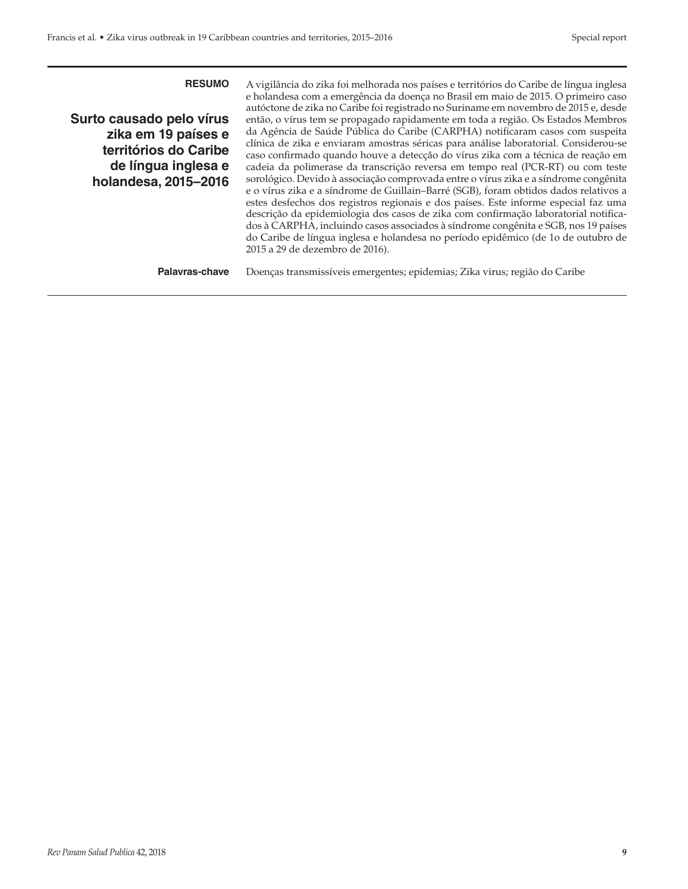## RESUMO

### Surto causado pelo vírus zika em 19 países e territórios do Caribe de língua inglesa e holandesa, 2015–2016

A vigilância do zika foi melhorada nos países e territórios do Caribe de língua inglesa e holandesa com a emergência da doença no Brasil em maio de 2015. O primeiro caso autóctone de zika no Caribe foi registrado no Suriname em novembro de 2015 e, desde então, o vírus tem se propagado rapidamente em toda a região. Os Estados Membros da Agência de Saúde Pública do Caribe (CARPHA) notificaram casos com suspeita clínica de zika e enviaram amostras séricas para análise laboratorial. Considerou-se caso confirmado quando houve a detecção do vírus zika com a técnica de reação em cadeia da polimerase da transcrição reversa em tempo real (PCR-RT) ou com teste sorológico. Devido à associação comprovada entre o vírus zika e a síndrome congênita e o vírus zika e a síndrome de Guillain–Barré (SGB), foram obtidos dados relativos a estes desfechos dos registros regionais e dos países. Este informe especial faz uma descrição da epidemiologia dos casos de zika com confirmação laboratorial notificados à CARPHA, incluindo casos associados à síndrome congênita e SGB, nos 19 países do Caribe de língua inglesa e holandesa no período epidêmico (de 1o de outubro de 2015 a 29 de dezembro de 2016).

**Palavras-chave** Doenças transmissíveis emergentes; epidemias; Zika virus; região do Caribe